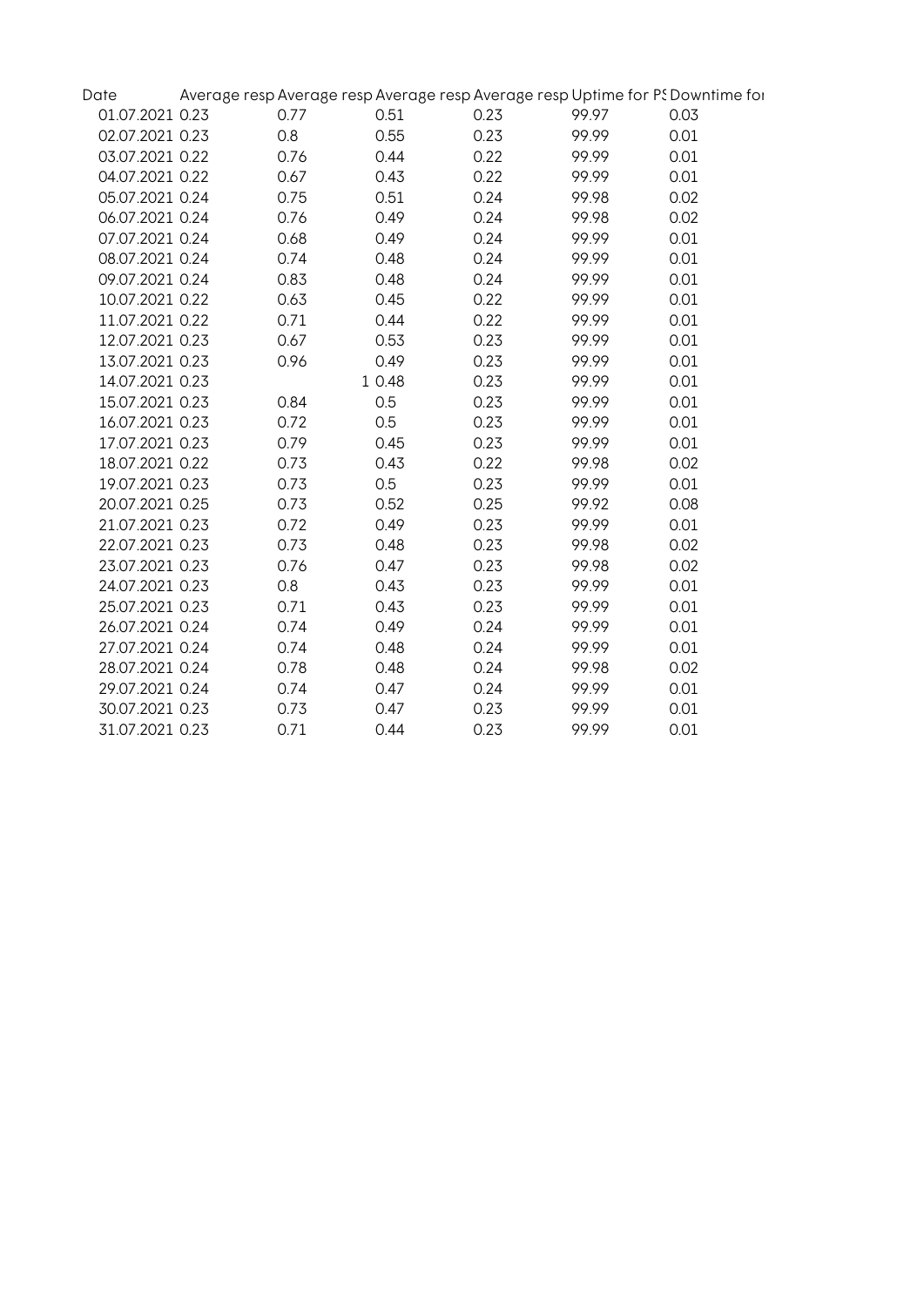| Date | Average resp | Average resp | Average resp | Average resp | Uptime for PS | Downtime for |
|---|---|---|---|---|---|---|
| 01.07.2021 | 0.23 | 0.77 | 0.51 | 0.23 | 99.97 | 0.03 |
| 02.07.2021 | 0.23 | 0.8 | 0.55 | 0.23 | 99.99 | 0.01 |
| 03.07.2021 | 0.22 | 0.76 | 0.44 | 0.22 | 99.99 | 0.01 |
| 04.07.2021 | 0.22 | 0.67 | 0.43 | 0.22 | 99.99 | 0.01 |
| 05.07.2021 | 0.24 | 0.75 | 0.51 | 0.24 | 99.98 | 0.02 |
| 06.07.2021 | 0.24 | 0.76 | 0.49 | 0.24 | 99.98 | 0.02 |
| 07.07.2021 | 0.24 | 0.68 | 0.49 | 0.24 | 99.99 | 0.01 |
| 08.07.2021 | 0.24 | 0.74 | 0.48 | 0.24 | 99.99 | 0.01 |
| 09.07.2021 | 0.24 | 0.83 | 0.48 | 0.24 | 99.99 | 0.01 |
| 10.07.2021 | 0.22 | 0.63 | 0.45 | 0.22 | 99.99 | 0.01 |
| 11.07.2021 | 0.22 | 0.71 | 0.44 | 0.22 | 99.99 | 0.01 |
| 12.07.2021 | 0.23 | 0.67 | 0.53 | 0.23 | 99.99 | 0.01 |
| 13.07.2021 | 0.23 | 0.96 | 0.49 | 0.23 | 99.99 | 0.01 |
| 14.07.2021 | 0.23 | 1 | 0.48 | 0.23 | 99.99 | 0.01 |
| 15.07.2021 | 0.23 | 0.84 | 0.5 | 0.23 | 99.99 | 0.01 |
| 16.07.2021 | 0.23 | 0.72 | 0.5 | 0.23 | 99.99 | 0.01 |
| 17.07.2021 | 0.23 | 0.79 | 0.45 | 0.23 | 99.99 | 0.01 |
| 18.07.2021 | 0.22 | 0.73 | 0.43 | 0.22 | 99.98 | 0.02 |
| 19.07.2021 | 0.23 | 0.73 | 0.5 | 0.23 | 99.99 | 0.01 |
| 20.07.2021 | 0.25 | 0.73 | 0.52 | 0.25 | 99.92 | 0.08 |
| 21.07.2021 | 0.23 | 0.72 | 0.49 | 0.23 | 99.99 | 0.01 |
| 22.07.2021 | 0.23 | 0.73 | 0.48 | 0.23 | 99.98 | 0.02 |
| 23.07.2021 | 0.23 | 0.76 | 0.47 | 0.23 | 99.98 | 0.02 |
| 24.07.2021 | 0.23 | 0.8 | 0.43 | 0.23 | 99.99 | 0.01 |
| 25.07.2021 | 0.23 | 0.71 | 0.43 | 0.23 | 99.99 | 0.01 |
| 26.07.2021 | 0.24 | 0.74 | 0.49 | 0.24 | 99.99 | 0.01 |
| 27.07.2021 | 0.24 | 0.74 | 0.48 | 0.24 | 99.99 | 0.01 |
| 28.07.2021 | 0.24 | 0.78 | 0.48 | 0.24 | 99.98 | 0.02 |
| 29.07.2021 | 0.24 | 0.74 | 0.47 | 0.24 | 99.99 | 0.01 |
| 30.07.2021 | 0.23 | 0.73 | 0.47 | 0.23 | 99.99 | 0.01 |
| 31.07.2021 | 0.23 | 0.71 | 0.44 | 0.23 | 99.99 | 0.01 |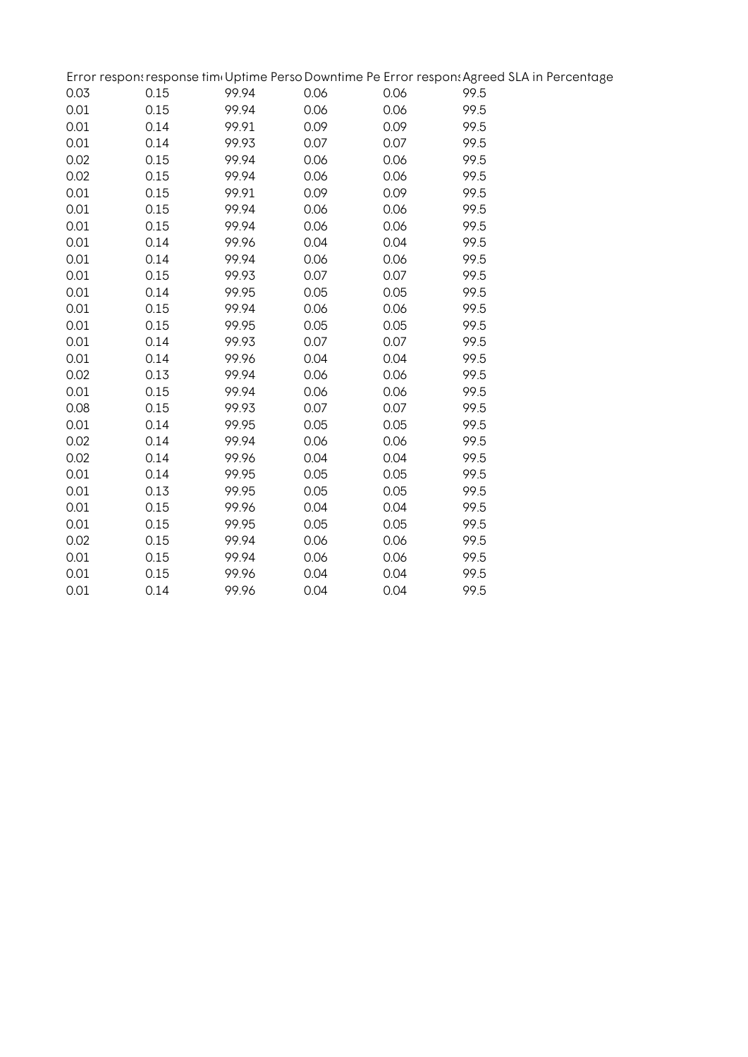| Error respons | response tim | Uptime Perso | Downtime Pe | Error respons | Agreed SLA in Percentage |
|---|---|---|---|---|---|
| 0.03 | 0.15 | 99.94 | 0.06 | 0.06 | 99.5 |
| 0.01 | 0.15 | 99.94 | 0.06 | 0.06 | 99.5 |
| 0.01 | 0.14 | 99.91 | 0.09 | 0.09 | 99.5 |
| 0.01 | 0.14 | 99.93 | 0.07 | 0.07 | 99.5 |
| 0.02 | 0.15 | 99.94 | 0.06 | 0.06 | 99.5 |
| 0.02 | 0.15 | 99.94 | 0.06 | 0.06 | 99.5 |
| 0.01 | 0.15 | 99.91 | 0.09 | 0.09 | 99.5 |
| 0.01 | 0.15 | 99.94 | 0.06 | 0.06 | 99.5 |
| 0.01 | 0.15 | 99.94 | 0.06 | 0.06 | 99.5 |
| 0.01 | 0.14 | 99.96 | 0.04 | 0.04 | 99.5 |
| 0.01 | 0.14 | 99.94 | 0.06 | 0.06 | 99.5 |
| 0.01 | 0.15 | 99.93 | 0.07 | 0.07 | 99.5 |
| 0.01 | 0.14 | 99.95 | 0.05 | 0.05 | 99.5 |
| 0.01 | 0.15 | 99.94 | 0.06 | 0.06 | 99.5 |
| 0.01 | 0.15 | 99.95 | 0.05 | 0.05 | 99.5 |
| 0.01 | 0.14 | 99.93 | 0.07 | 0.07 | 99.5 |
| 0.01 | 0.14 | 99.96 | 0.04 | 0.04 | 99.5 |
| 0.02 | 0.13 | 99.94 | 0.06 | 0.06 | 99.5 |
| 0.01 | 0.15 | 99.94 | 0.06 | 0.06 | 99.5 |
| 0.08 | 0.15 | 99.93 | 0.07 | 0.07 | 99.5 |
| 0.01 | 0.14 | 99.95 | 0.05 | 0.05 | 99.5 |
| 0.02 | 0.14 | 99.94 | 0.06 | 0.06 | 99.5 |
| 0.02 | 0.14 | 99.96 | 0.04 | 0.04 | 99.5 |
| 0.01 | 0.14 | 99.95 | 0.05 | 0.05 | 99.5 |
| 0.01 | 0.13 | 99.95 | 0.05 | 0.05 | 99.5 |
| 0.01 | 0.15 | 99.96 | 0.04 | 0.04 | 99.5 |
| 0.01 | 0.15 | 99.95 | 0.05 | 0.05 | 99.5 |
| 0.02 | 0.15 | 99.94 | 0.06 | 0.06 | 99.5 |
| 0.01 | 0.15 | 99.94 | 0.06 | 0.06 | 99.5 |
| 0.01 | 0.15 | 99.96 | 0.04 | 0.04 | 99.5 |
| 0.01 | 0.14 | 99.96 | 0.04 | 0.04 | 99.5 |